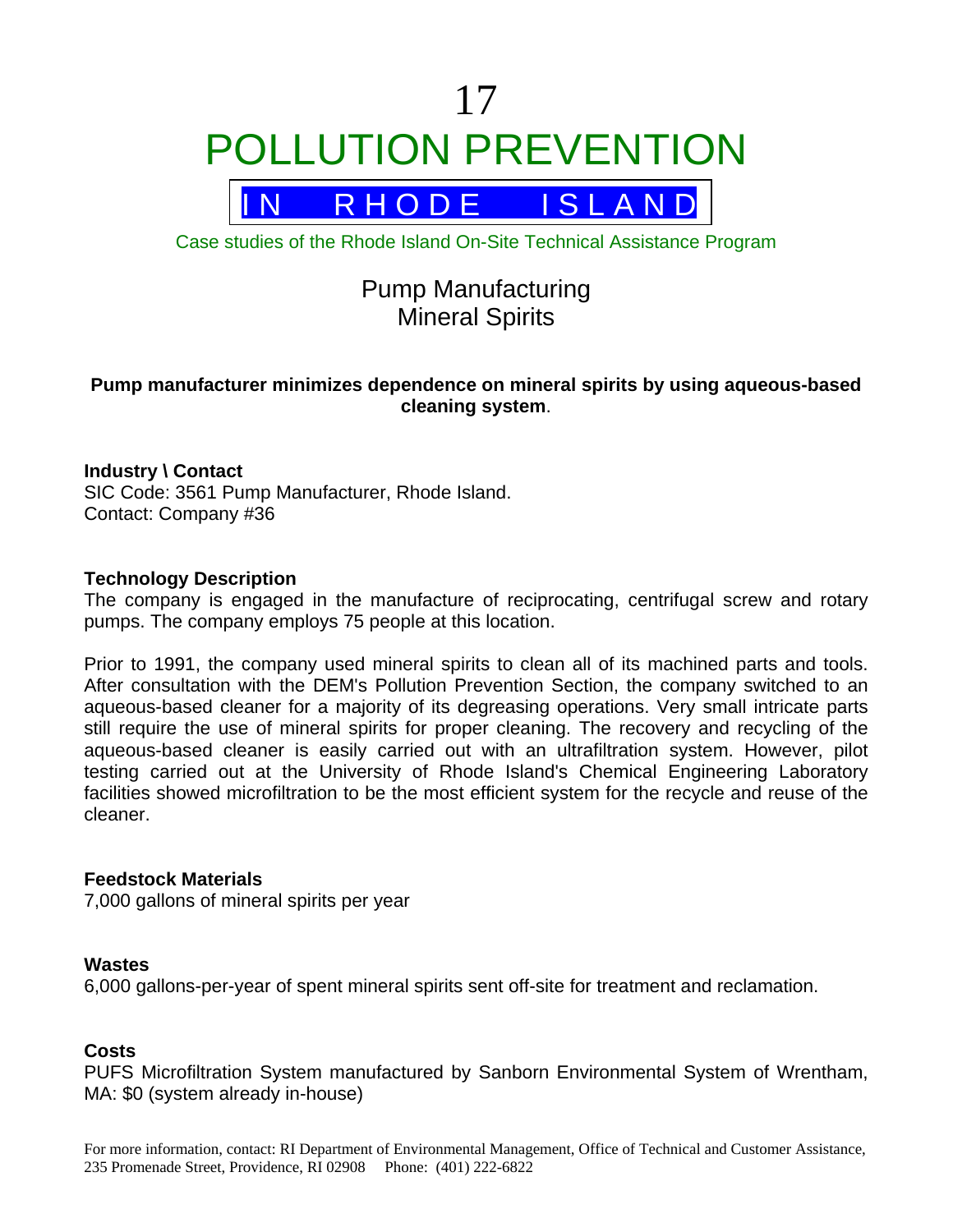17

# POLLUTION PREVENTION

## IN RHODE ISLAND

Case studies of the Rhode Island On-Site Technical Assistance Program

## Pump Manufacturing
## Mineral Spirits

**Pump manufacturer minimizes dependence on mineral spirits by using aqueous-based cleaning system**.

**Industry \ Contact**
SIC Code: 3561 Pump Manufacturer, Rhode Island.
Contact: Company #36

**Technology Description**
The company is engaged in the manufacture of reciprocating, centrifugal screw and rotary pumps. The company employs 75 people at this location.

Prior to 1991, the company used mineral spirits to clean all of its machined parts and tools. After consultation with the DEM's Pollution Prevention Section, the company switched to an aqueous-based cleaner for a majority of its degreasing operations. Very small intricate parts still require the use of mineral spirits for proper cleaning. The recovery and recycling of the aqueous-based cleaner is easily carried out with an ultrafiltration system. However, pilot testing carried out at the University of Rhode Island's Chemical Engineering Laboratory facilities showed microfiltration to be the most efficient system for the recycle and reuse of the cleaner.

**Feedstock Materials**
7,000 gallons of mineral spirits per year

**Wastes**
6,000 gallons-per-year of spent mineral spirits sent off-site for treatment and reclamation.

**Costs**
PUFS Microfiltration System manufactured by Sanborn Environmental System of Wrentham, MA: $0 (system already in-house)

For more information, contact: RI Department of Environmental Management, Office of Technical and Customer Assistance, 235 Promenade Street, Providence, RI 02908 Phone: (401) 222-6822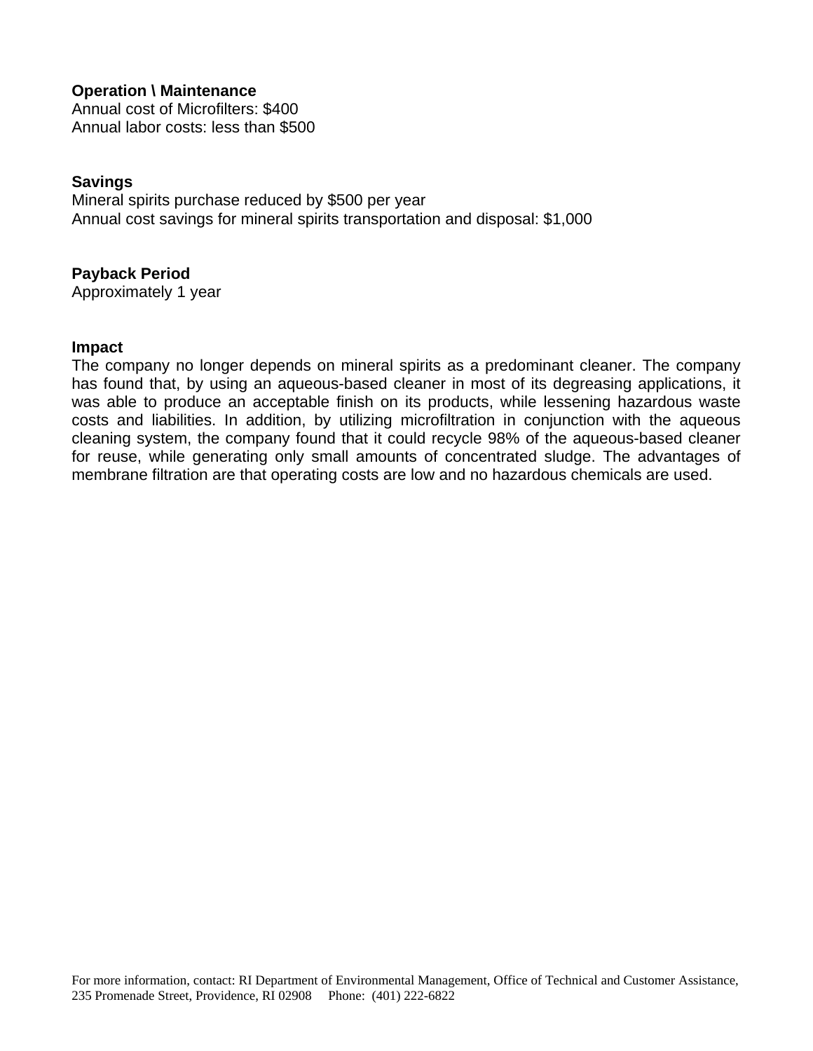**Operation \ Maintenance**

Annual cost of Microfilters: $400
Annual labor costs: less than $500

**Savings**

Mineral spirits purchase reduced by $500 per year
Annual cost savings for mineral spirits transportation and disposal: $1,000

**Payback Period**

Approximately 1 year

**Impact**

The company no longer depends on mineral spirits as a predominant cleaner. The company has found that, by using an aqueous-based cleaner in most of its degreasing applications, it was able to produce an acceptable finish on its products, while lessening hazardous waste costs and liabilities. In addition, by utilizing microfiltration in conjunction with the aqueous cleaning system, the company found that it could recycle 98% of the aqueous-based cleaner for reuse, while generating only small amounts of concentrated sludge. The advantages of membrane filtration are that operating costs are low and no hazardous chemicals are used.

For more information, contact: RI Department of Environmental Management, Office of Technical and Customer Assistance, 235 Promenade Street, Providence, RI 02908 Phone: (401) 222-6822